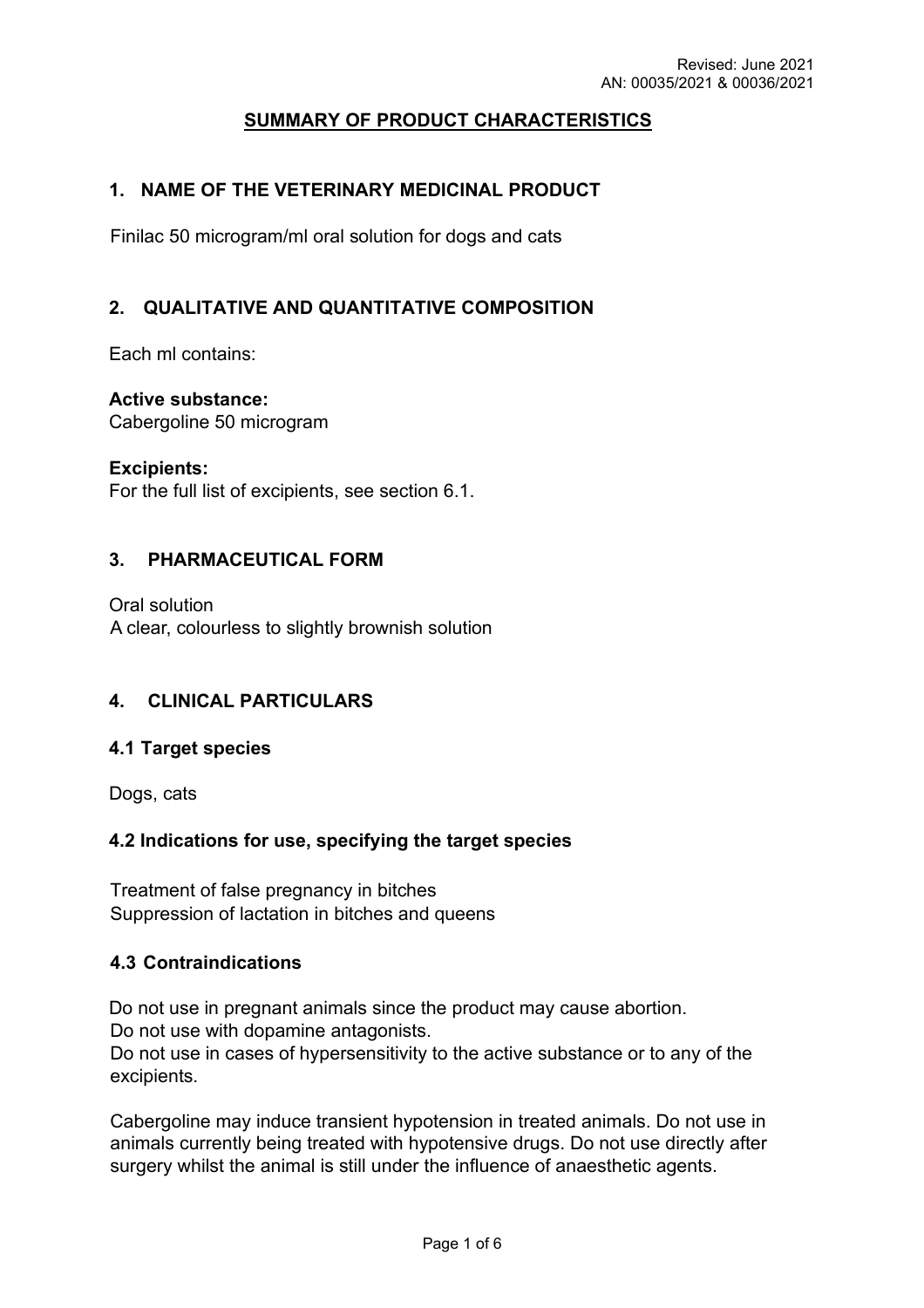Revised: June 2021
AN: 00035/2021 & 00036/2021

# SUMMARY OF PRODUCT CHARACTERISTICS

## 1. NAME OF THE VETERINARY MEDICINAL PRODUCT

Finilac 50 microgram/ml oral solution for dogs and cats

## 2. QUALITATIVE AND QUANTITATIVE COMPOSITION

Each ml contains:

**Active substance:**
Cabergoline 50 microgram

**Excipients:**
For the full list of excipients, see section 6.1.

## 3. PHARMACEUTICAL FORM

Oral solution
A clear, colourless to slightly brownish solution

## 4. CLINICAL PARTICULARS

### 4.1 Target species

Dogs, cats

### 4.2 Indications for use, specifying the target species

Treatment of false pregnancy in bitches
Suppression of lactation in bitches and queens

### 4.3 Contraindications

Do not use in pregnant animals since the product may cause abortion.
Do not use with dopamine antagonists.
Do not use in cases of hypersensitivity to the active substance or to any of the excipients.

Cabergoline may induce transient hypotension in treated animals. Do not use in animals currently being treated with hypotensive drugs. Do not use directly after surgery whilst the animal is still under the influence of anaesthetic agents.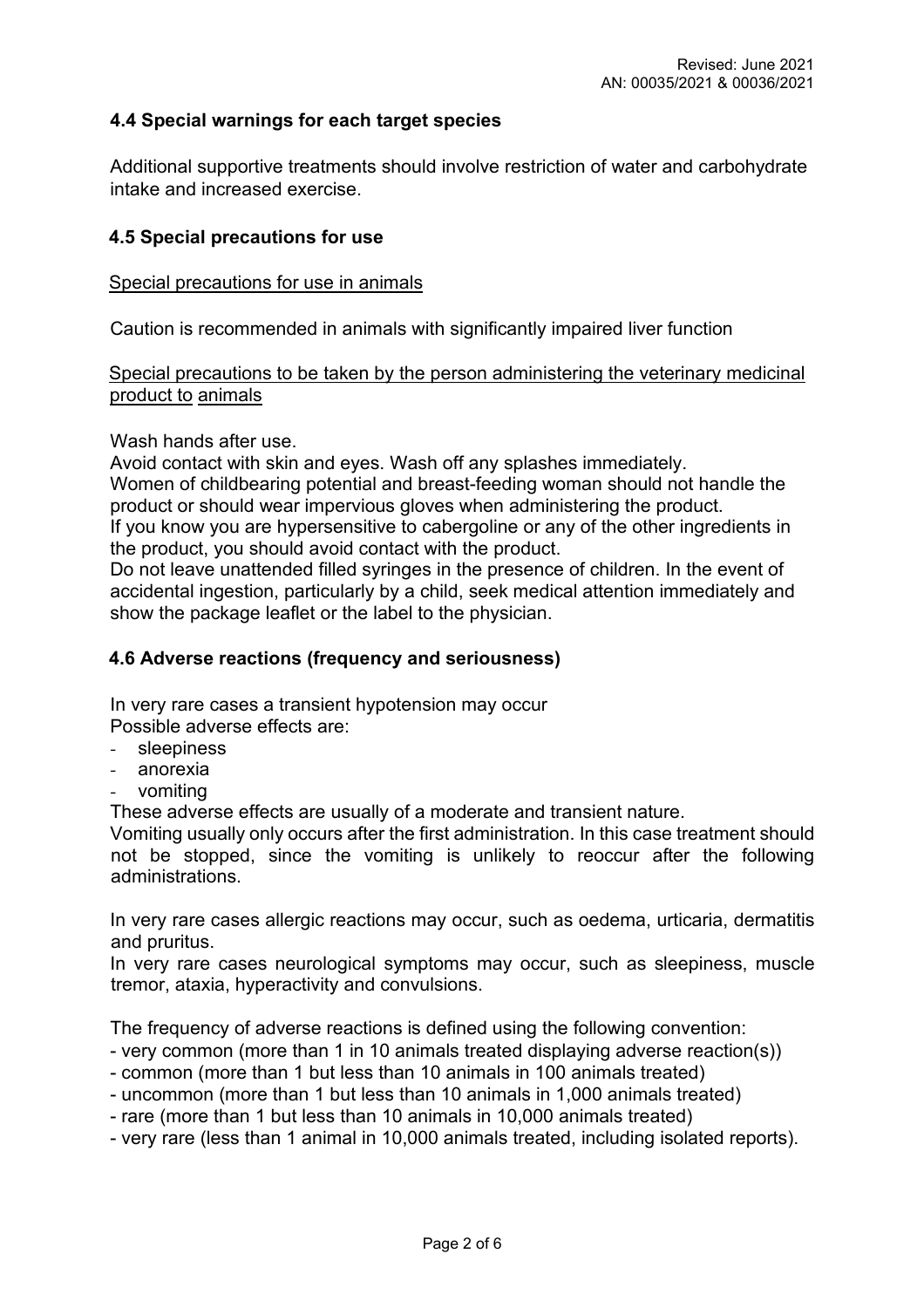### 4.4 Special warnings for each target species

Additional supportive treatments should involve restriction of water and carbohydrate intake and increased exercise.

### 4.5 Special precautions for use

Special precautions for use in animals

Caution is recommended in animals with significantly impaired liver function

Special precautions to be taken by the person administering the veterinary medicinal product to animals

Wash hands after use.
Avoid contact with skin and eyes. Wash off any splashes immediately.
Women of childbearing potential and breast-feeding woman should not handle the product or should wear impervious gloves when administering the product.
If you know you are hypersensitive to cabergoline or any of the other ingredients in the product, you should avoid contact with the product.
Do not leave unattended filled syringes in the presence of children. In the event of accidental ingestion, particularly by a child, seek medical attention immediately and show the package leaflet or the label to the physician.

### 4.6 Adverse reactions (frequency and seriousness)

In very rare cases a transient hypotension may occur
Possible adverse effects are:

- sleepiness
- anorexia
- vomiting

These adverse effects are usually of a moderate and transient nature.
Vomiting usually only occurs after the first administration. In this case treatment should not be stopped, since the vomiting is unlikely to reoccur after the following administrations.

In very rare cases allergic reactions may occur, such as oedema, urticaria, dermatitis and pruritus.
In very rare cases neurological symptoms may occur, such as sleepiness, muscle tremor, ataxia, hyperactivity and convulsions.

The frequency of adverse reactions is defined using the following convention:

- very common (more than 1 in 10 animals treated displaying adverse reaction(s))
- common (more than 1 but less than 10 animals in 100 animals treated)
- uncommon (more than 1 but less than 10 animals in 1,000 animals treated)
- rare (more than 1 but less than 10 animals in 10,000 animals treated)
- very rare (less than 1 animal in 10,000 animals treated, including isolated reports).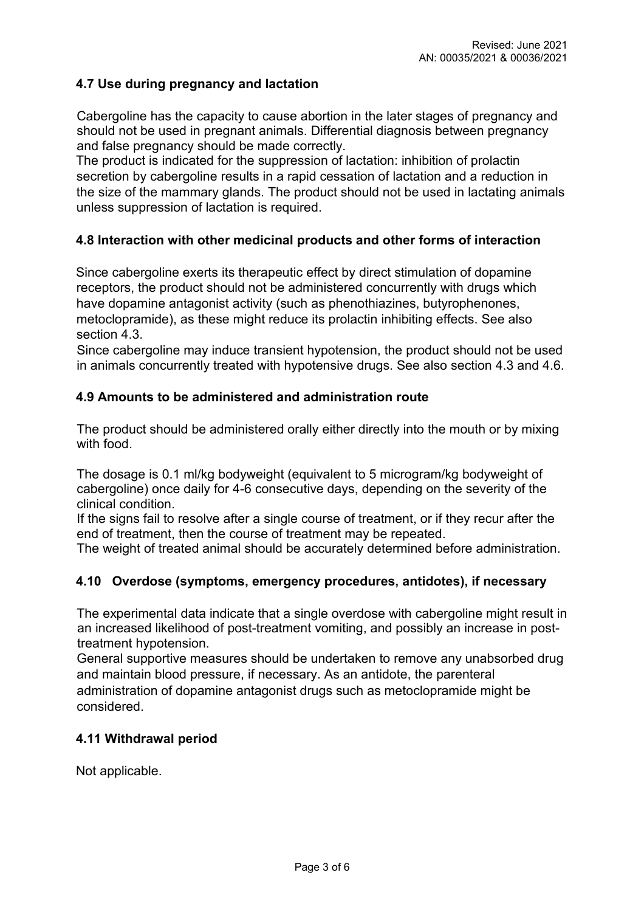### 4.7 Use during pregnancy and lactation

Cabergoline has the capacity to cause abortion in the later stages of pregnancy and should not be used in pregnant animals. Differential diagnosis between pregnancy and false pregnancy should be made correctly.
The product is indicated for the suppression of lactation: inhibition of prolactin secretion by cabergoline results in a rapid cessation of lactation and a reduction in the size of the mammary glands. The product should not be used in lactating animals unless suppression of lactation is required.

### 4.8 Interaction with other medicinal products and other forms of interaction

Since cabergoline exerts its therapeutic effect by direct stimulation of dopamine receptors, the product should not be administered concurrently with drugs which have dopamine antagonist activity (such as phenothiazines, butyrophenones, metoclopramide), as these might reduce its prolactin inhibiting effects. See also section 4.3.
Since cabergoline may induce transient hypotension, the product should not be used in animals concurrently treated with hypotensive drugs. See also section 4.3 and 4.6.

### 4.9 Amounts to be administered and administration route

The product should be administered orally either directly into the mouth or by mixing with food.

The dosage is 0.1 ml/kg bodyweight (equivalent to 5 microgram/kg bodyweight of cabergoline) once daily for 4-6 consecutive days, depending on the severity of the clinical condition.
If the signs fail to resolve after a single course of treatment, or if they recur after the end of treatment, then the course of treatment may be repeated.
The weight of treated animal should be accurately determined before administration.

### 4.10 Overdose (symptoms, emergency procedures, antidotes), if necessary

The experimental data indicate that a single overdose with cabergoline might result in an increased likelihood of post-treatment vomiting, and possibly an increase in post-treatment hypotension.
General supportive measures should be undertaken to remove any unabsorbed drug and maintain blood pressure, if necessary. As an antidote, the parenteral administration of dopamine antagonist drugs such as metoclopramide might be considered.

### 4.11 Withdrawal period

Not applicable.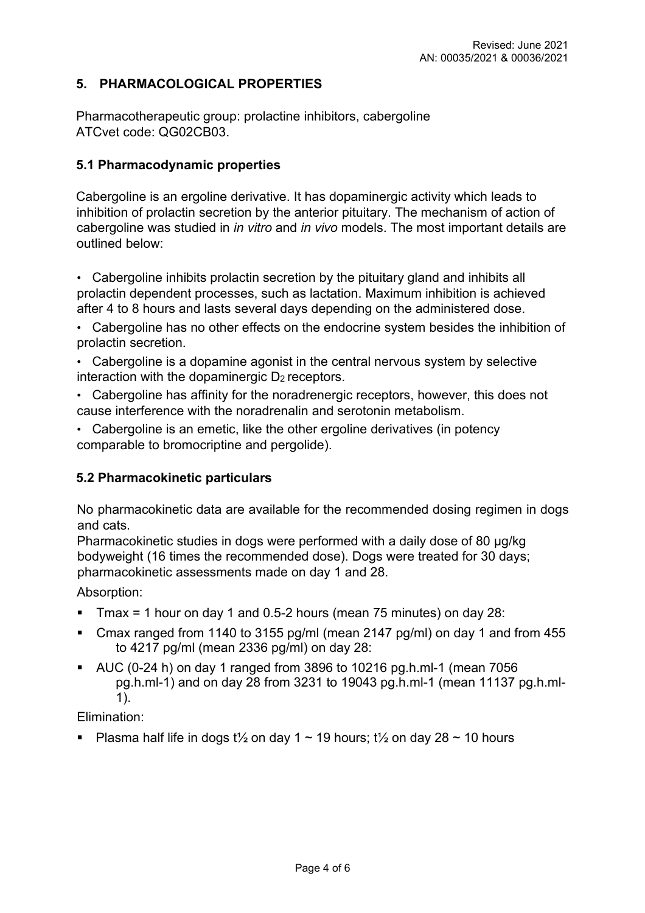## 5. PHARMACOLOGICAL PROPERTIES

Pharmacotherapeutic group: prolactine inhibitors, cabergoline
ATCvet code: QG02CB03.

### 5.1 Pharmacodynamic properties

Cabergoline is an ergoline derivative. It has dopaminergic activity which leads to inhibition of prolactin secretion by the anterior pituitary. The mechanism of action of cabergoline was studied in *in vitro* and *in vivo* models. The most important details are outlined below:

- Cabergoline inhibits prolactin secretion by the pituitary gland and inhibits all prolactin dependent processes, such as lactation. Maximum inhibition is achieved after 4 to 8 hours and lasts several days depending on the administered dose.
- Cabergoline has no other effects on the endocrine system besides the inhibition of prolactin secretion.
- Cabergoline is a dopamine agonist in the central nervous system by selective interaction with the dopaminergic $D_2$ receptors.
- Cabergoline has affinity for the noradrenergic receptors, however, this does not cause interference with the noradrenalin and serotonin metabolism.
- Cabergoline is an emetic, like the other ergoline derivatives (in potency comparable to bromocriptine and pergolide).

### 5.2 Pharmacokinetic particulars

No pharmacokinetic data are available for the recommended dosing regimen in dogs and cats.
Pharmacokinetic studies in dogs were performed with a daily dose of 80 µg/kg bodyweight (16 times the recommended dose). Dogs were treated for 30 days; pharmacokinetic assessments made on day 1 and 28.

Absorption:

- Tmax = 1 hour on day 1 and 0.5-2 hours (mean 75 minutes) on day 28:
- Cmax ranged from 1140 to 3155 pg/ml (mean 2147 pg/ml) on day 1 and from 455 to 4217 pg/ml (mean 2336 pg/ml) on day 28:
- AUC (0-24 h) on day 1 ranged from 3896 to 10216 pg.h.ml-1 (mean 7056 pg.h.ml-1) and on day 28 from 3231 to 19043 pg.h.ml-1 (mean 11137 pg.h.ml-1).

Elimination:

- Plasma half life in dogs t½ on day 1 ~ 19 hours; t½ on day 28 ~ 10 hours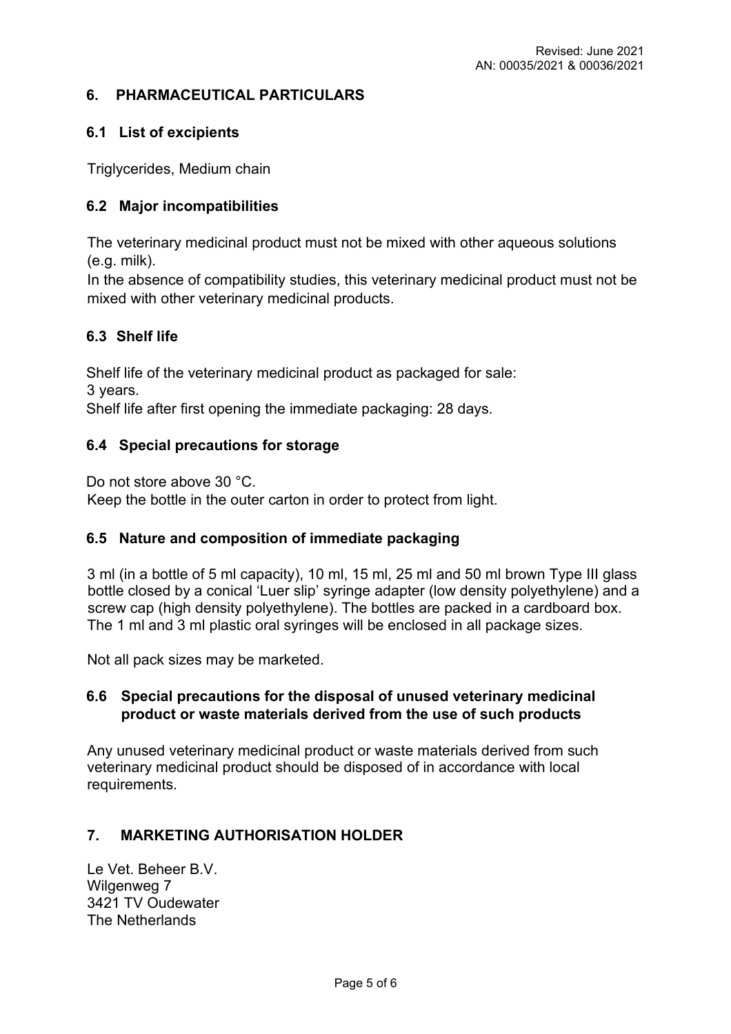## 6. PHARMACEUTICAL PARTICULARS

### 6.1 List of excipients

Triglycerides, Medium chain

### 6.2 Major incompatibilities

The veterinary medicinal product must not be mixed with other aqueous solutions (e.g. milk).
In the absence of compatibility studies, this veterinary medicinal product must not be mixed with other veterinary medicinal products.

### 6.3 Shelf life

Shelf life of the veterinary medicinal product as packaged for sale:
3 years.
Shelf life after first opening the immediate packaging: 28 days.

### 6.4 Special precautions for storage

Do not store above 30 °C.
Keep the bottle in the outer carton in order to protect from light.

### 6.5 Nature and composition of immediate packaging

3 ml (in a bottle of 5 ml capacity), 10 ml, 15 ml, 25 ml and 50 ml brown Type III glass bottle closed by a conical 'Luer slip' syringe adapter (low density polyethylene) and a screw cap (high density polyethylene). The bottles are packed in a cardboard box. The 1 ml and 3 ml plastic oral syringes will be enclosed in all package sizes.

Not all pack sizes may be marketed.

### 6.6 Special precautions for the disposal of unused veterinary medicinal product or waste materials derived from the use of such products

Any unused veterinary medicinal product or waste materials derived from such veterinary medicinal product should be disposed of in accordance with local requirements.

## 7. MARKETING AUTHORISATION HOLDER

Le Vet. Beheer B.V.
Wilgenweg 7
3421 TV Oudewater
The Netherlands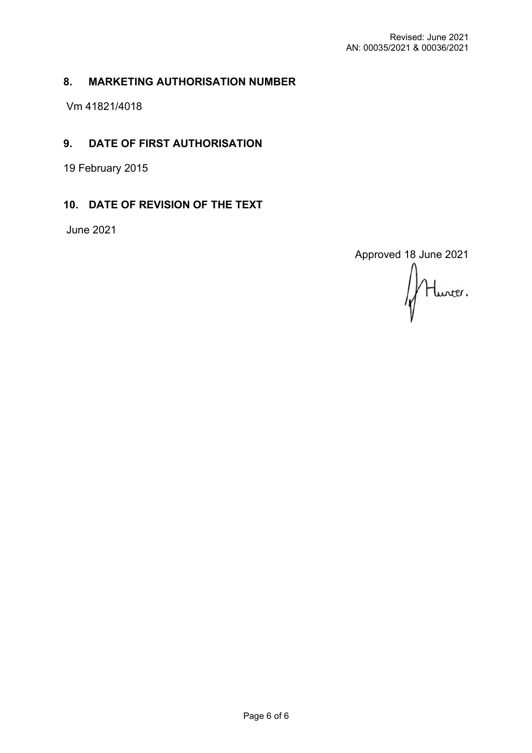## 8. MARKETING AUTHORISATION NUMBER

Vm 41821/4018

## 9. DATE OF FIRST AUTHORISATION

19 February 2015

## 10. DATE OF REVISION OF THE TEXT

June 2021

Approved 18 June 2021

Hunter.